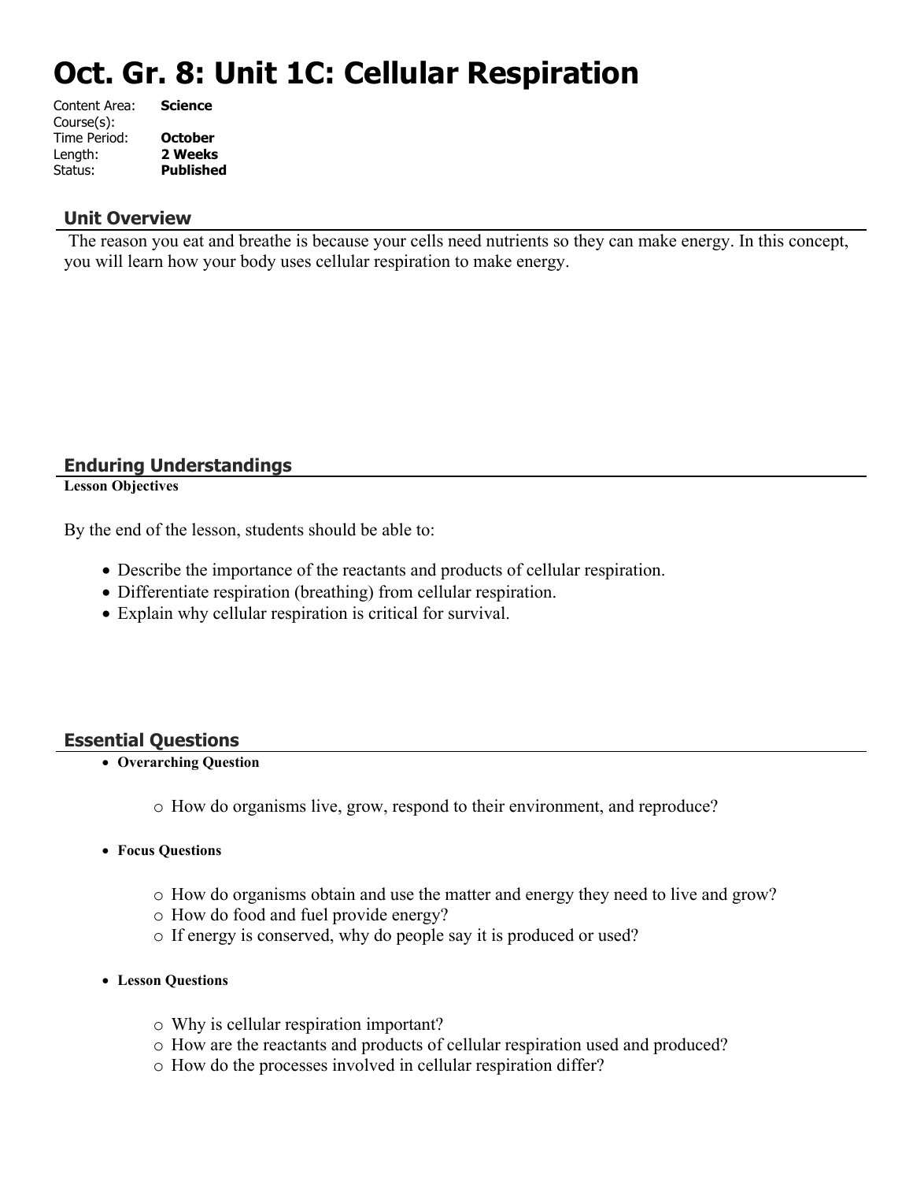# Oct. Gr. 8: Unit 1C: Cellular Respiration

Content Area: **Science**
Course(s):
Time Period: **October**
Length: **2 Weeks**
Status: **Published**

## Unit Overview

The reason you eat and breathe is because your cells need nutrients so they can make energy. In this concept, you will learn how your body uses cellular respiration to make energy.

## Enduring Understandings

**Lesson Objectives**

By the end of the lesson, students should be able to:

- Describe the importance of the reactants and products of cellular respiration.
- Differentiate respiration (breathing) from cellular respiration.
- Explain why cellular respiration is critical for survival.

## Essential Questions

- **Overarching Question**
  - How do organisms live, grow, respond to their environment, and reproduce?
- **Focus Questions**
  - How do organisms obtain and use the matter and energy they need to live and grow?
  - How do food and fuel provide energy?
  - If energy is conserved, why do people say it is produced or used?
- **Lesson Questions**
  - Why is cellular respiration important?
  - How are the reactants and products of cellular respiration used and produced?
  - How do the processes involved in cellular respiration differ?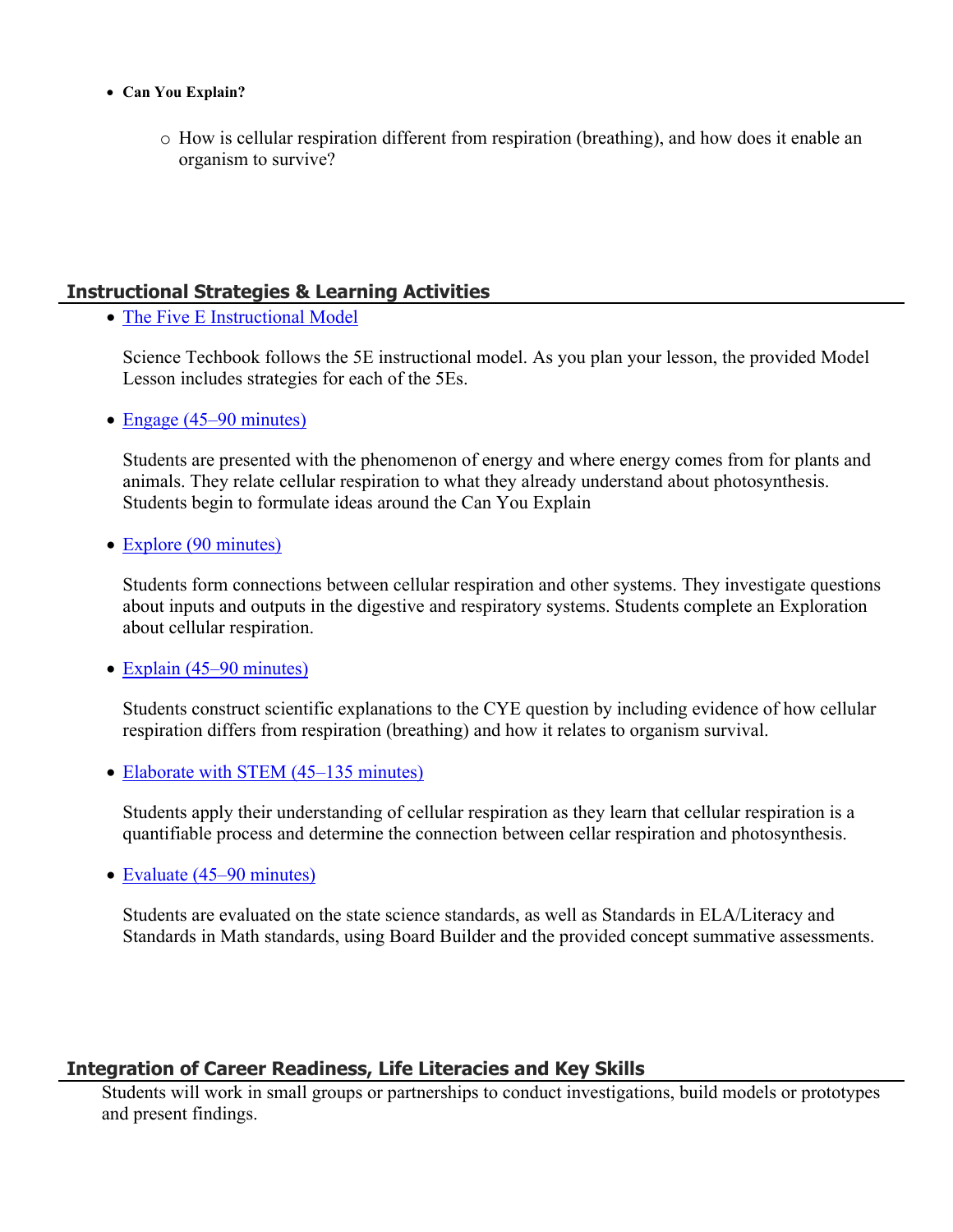- **Can You Explain?**
  - How is cellular respiration different from respiration (breathing), and how does it enable an organism to survive?

## Instructional Strategies & Learning Activities

- The Five E Instructional Model

  Science Techbook follows the 5E instructional model. As you plan your lesson, the provided Model Lesson includes strategies for each of the 5Es.

- Engage (45–90 minutes)

  Students are presented with the phenomenon of energy and where energy comes from for plants and animals. They relate cellular respiration to what they already understand about photosynthesis. Students begin to formulate ideas around the Can You Explain

- Explore (90 minutes)

  Students form connections between cellular respiration and other systems. They investigate questions about inputs and outputs in the digestive and respiratory systems. Students complete an Exploration about cellular respiration.

- Explain (45–90 minutes)

  Students construct scientific explanations to the CYE question by including evidence of how cellular respiration differs from respiration (breathing) and how it relates to organism survival.

- Elaborate with STEM (45–135 minutes)

  Students apply their understanding of cellular respiration as they learn that cellular respiration is a quantifiable process and determine the connection between cellar respiration and photosynthesis.

- Evaluate (45–90 minutes)

  Students are evaluated on the state science standards, as well as Standards in ELA/Literacy and Standards in Math standards, using Board Builder and the provided concept summative assessments.

## Integration of Career Readiness, Life Literacies and Key Skills

Students will work in small groups or partnerships to conduct investigations, build models or prototypes and present findings.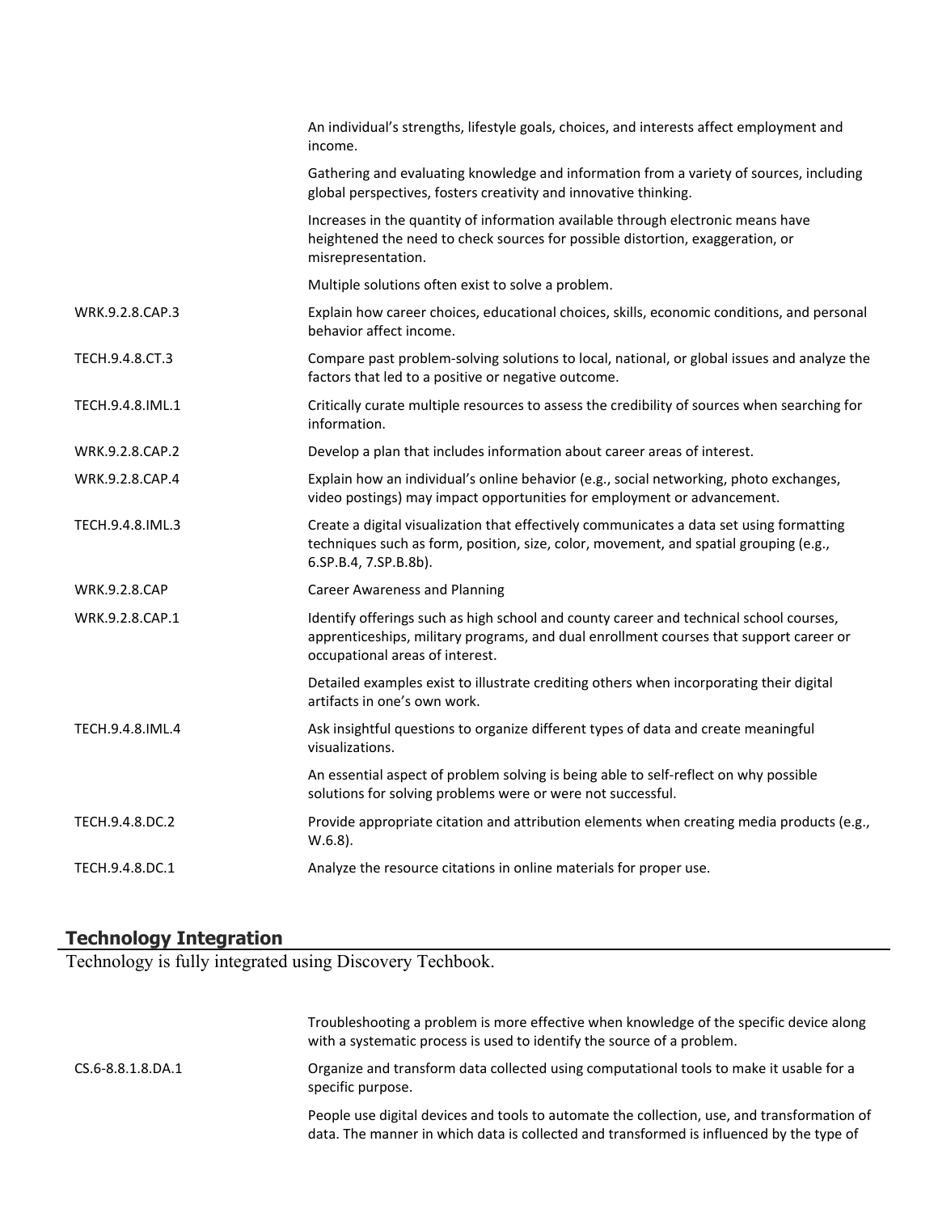| | |
|---|---|
| | An individual's strengths, lifestyle goals, choices, and interests affect employment and income. |
| | Gathering and evaluating knowledge and information from a variety of sources, including global perspectives, fosters creativity and innovative thinking. |
| | Increases in the quantity of information available through electronic means have heightened the need to check sources for possible distortion, exaggeration, or misrepresentation. |
| | Multiple solutions often exist to solve a problem. |
| WRK.9.2.8.CAP.3 | Explain how career choices, educational choices, skills, economic conditions, and personal behavior affect income. |
| TECH.9.4.8.CT.3 | Compare past problem-solving solutions to local, national, or global issues and analyze the factors that led to a positive or negative outcome. |
| TECH.9.4.8.IML.1 | Critically curate multiple resources to assess the credibility of sources when searching for information. |
| WRK.9.2.8.CAP.2 | Develop a plan that includes information about career areas of interest. |
| WRK.9.2.8.CAP.4 | Explain how an individual's online behavior (e.g., social networking, photo exchanges, video postings) may impact opportunities for employment or advancement. |
| TECH.9.4.8.IML.3 | Create a digital visualization that effectively communicates a data set using formatting techniques such as form, position, size, color, movement, and spatial grouping (e.g., 6.SP.B.4, 7.SP.B.8b). |
| WRK.9.2.8.CAP | Career Awareness and Planning |
| WRK.9.2.8.CAP.1 | Identify offerings such as high school and county career and technical school courses, apprenticeships, military programs, and dual enrollment courses that support career or occupational areas of interest. |
| | Detailed examples exist to illustrate crediting others when incorporating their digital artifacts in one's own work. |
| TECH.9.4.8.IML.4 | Ask insightful questions to organize different types of data and create meaningful visualizations. |
| | An essential aspect of problem solving is being able to self-reflect on why possible solutions for solving problems were or were not successful. |
| TECH.9.4.8.DC.2 | Provide appropriate citation and attribution elements when creating media products (e.g., W.6.8). |
| TECH.9.4.8.DC.1 | Analyze the resource citations in online materials for proper use. |

## Technology Integration

Technology is fully integrated using Discovery Techbook.

| | |
|---|---|
| | Troubleshooting a problem is more effective when knowledge of the specific device along with a systematic process is used to identify the source of a problem. |
| CS.6-8.8.1.8.DA.1 | Organize and transform data collected using computational tools to make it usable for a specific purpose. |
| | People use digital devices and tools to automate the collection, use, and transformation of data. The manner in which data is collected and transformed is influenced by the type of |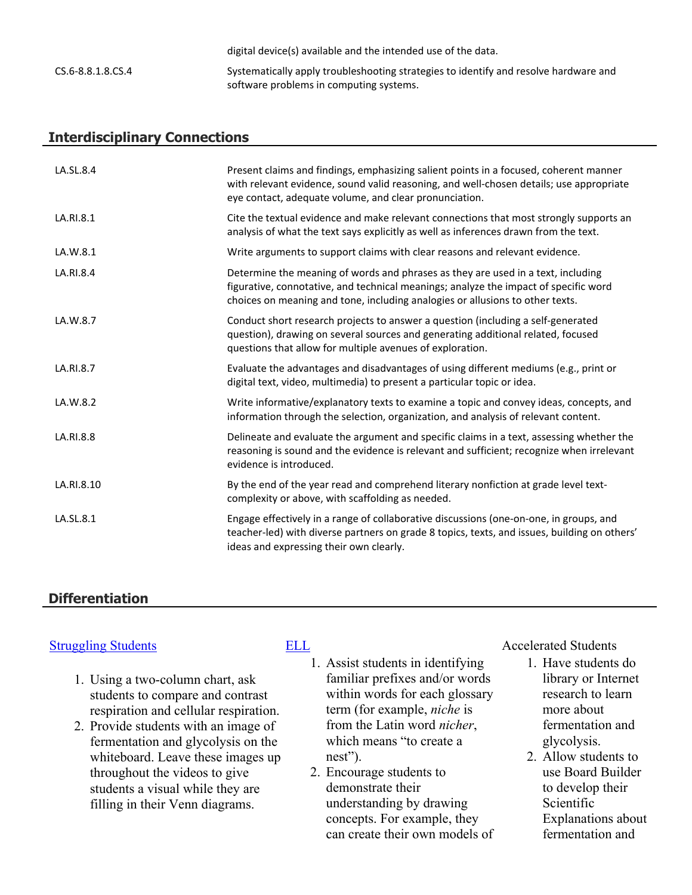| | |
|---|---|
| | digital device(s) available and the intended use of the data. |
| CS.6-8.8.1.8.CS.4 | Systematically apply troubleshooting strategies to identify and resolve hardware and software problems in computing systems. |

## Interdisciplinary Connections

| | |
|---|---|
| LA.SL.8.4 | Present claims and findings, emphasizing salient points in a focused, coherent manner with relevant evidence, sound valid reasoning, and well-chosen details; use appropriate eye contact, adequate volume, and clear pronunciation. |
| LA.RI.8.1 | Cite the textual evidence and make relevant connections that most strongly supports an analysis of what the text says explicitly as well as inferences drawn from the text. |
| LA.W.8.1 | Write arguments to support claims with clear reasons and relevant evidence. |
| LA.RI.8.4 | Determine the meaning of words and phrases as they are used in a text, including figurative, connotative, and technical meanings; analyze the impact of specific word choices on meaning and tone, including analogies or allusions to other texts. |
| LA.W.8.7 | Conduct short research projects to answer a question (including a self-generated question), drawing on several sources and generating additional related, focused questions that allow for multiple avenues of exploration. |
| LA.RI.8.7 | Evaluate the advantages and disadvantages of using different mediums (e.g., print or digital text, video, multimedia) to present a particular topic or idea. |
| LA.W.8.2 | Write informative/explanatory texts to examine a topic and convey ideas, concepts, and information through the selection, organization, and analysis of relevant content. |
| LA.RI.8.8 | Delineate and evaluate the argument and specific claims in a text, assessing whether the reasoning is sound and the evidence is relevant and sufficient; recognize when irrelevant evidence is introduced. |
| LA.RI.8.10 | By the end of the year read and comprehend literary nonfiction at grade level text-complexity or above, with scaffolding as needed. |
| LA.SL.8.1 | Engage effectively in a range of collaborative discussions (one-on-one, in groups, and teacher-led) with diverse partners on grade 8 topics, texts, and issues, building on others' ideas and expressing their own clearly. |

## Differentiation

Struggling Students

1. Using a two-column chart, ask students to compare and contrast respiration and cellular respiration.
2. Provide students with an image of fermentation and glycolysis on the whiteboard. Leave these images up throughout the videos to give students a visual while they are filling in their Venn diagrams.

ELL

1. Assist students in identifying familiar prefixes and/or words within words for each glossary term (for example, *niche* is from the Latin word *nicher*, which means "to create a nest").
2. Encourage students to demonstrate their understanding by drawing concepts. For example, they can create their own models of

Accelerated Students

1. Have students do library or Internet research to learn more about fermentation and glycolysis.
2. Allow students to use Board Builder to develop their Scientific Explanations about fermentation and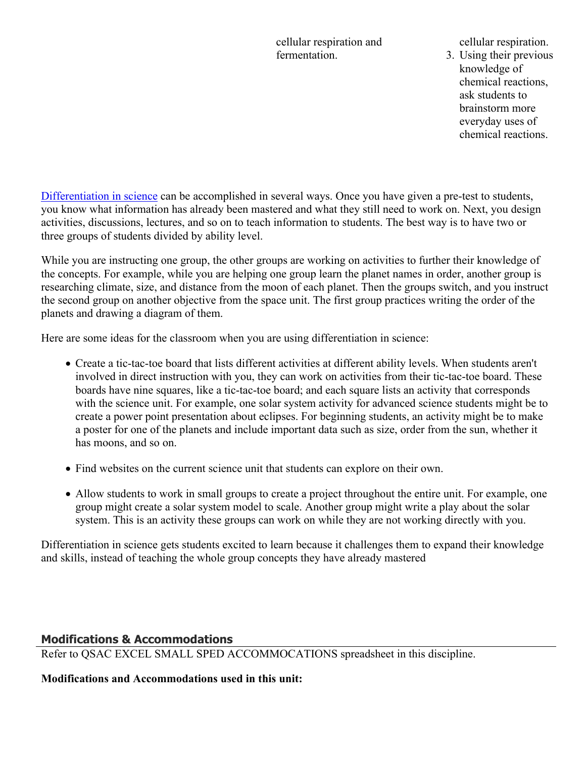| | | |
|---|---|---|
| | cellular respiration and fermentation. | cellular respiration.<br>3. Using their previous knowledge of chemical reactions, ask students to brainstorm more everyday uses of chemical reactions. |

[Differentiation in science](#) can be accomplished in several ways. Once you have given a pre-test to students, you know what information has already been mastered and what they still need to work on. Next, you design activities, discussions, lectures, and so on to teach information to students. The best way is to have two or three groups of students divided by ability level.

While you are instructing one group, the other groups are working on activities to further their knowledge of the concepts. For example, while you are helping one group learn the planet names in order, another group is researching climate, size, and distance from the moon of each planet. Then the groups switch, and you instruct the second group on another objective from the space unit. The first group practices writing the order of the planets and drawing a diagram of them.

Here are some ideas for the classroom when you are using differentiation in science:

- Create a tic-tac-toe board that lists different activities at different ability levels. When students aren't involved in direct instruction with you, they can work on activities from their tic-tac-toe board. These boards have nine squares, like a tic-tac-toe board; and each square lists an activity that corresponds with the science unit. For example, one solar system activity for advanced science students might be to create a power point presentation about eclipses. For beginning students, an activity might be to make a poster for one of the planets and include important data such as size, order from the sun, whether it has moons, and so on.

- Find websites on the current science unit that students can explore on their own.

- Allow students to work in small groups to create a project throughout the entire unit. For example, one group might create a solar system model to scale. Another group might write a play about the solar system. This is an activity these groups can work on while they are not working directly with you.

Differentiation in science gets students excited to learn because it challenges them to expand their knowledge and skills, instead of teaching the whole group concepts they have already mastered

## Modifications & Accommodations

Refer to QSAC EXCEL SMALL SPED ACCOMMOCATIONS spreadsheet in this discipline.

**Modifications and Accommodations used in this unit:**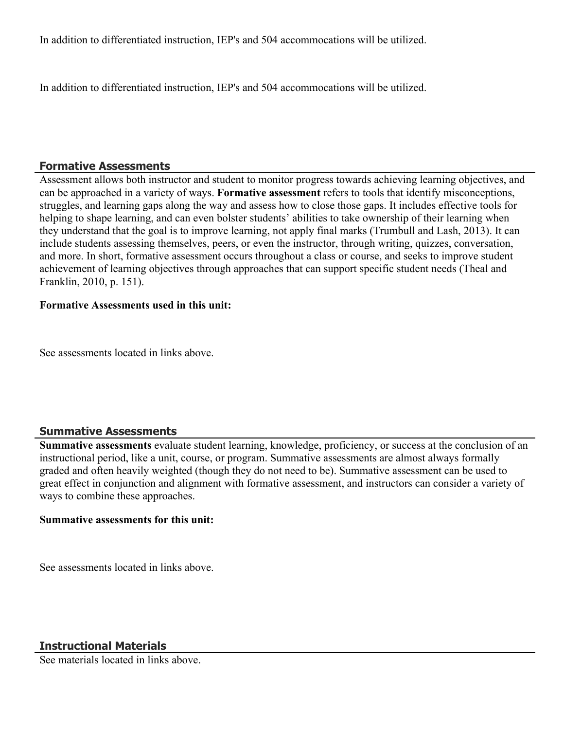In addition to differentiated instruction, IEP's and 504 accommocations will be utilized.

In addition to differentiated instruction, IEP's and 504 accommocations will be utilized.

## Formative Assessments

Assessment allows both instructor and student to monitor progress towards achieving learning objectives, and can be approached in a variety of ways. **Formative assessment** refers to tools that identify misconceptions, struggles, and learning gaps along the way and assess how to close those gaps. It includes effective tools for helping to shape learning, and can even bolster students' abilities to take ownership of their learning when they understand that the goal is to improve learning, not apply final marks (Trumbull and Lash, 2013). It can include students assessing themselves, peers, or even the instructor, through writing, quizzes, conversation, and more. In short, formative assessment occurs throughout a class or course, and seeks to improve student achievement of learning objectives through approaches that can support specific student needs (Theal and Franklin, 2010, p. 151).

**Formative Assessments used in this unit:**

See assessments located in links above.

## Summative Assessments

**Summative assessments** evaluate student learning, knowledge, proficiency, or success at the conclusion of an instructional period, like a unit, course, or program. Summative assessments are almost always formally graded and often heavily weighted (though they do not need to be). Summative assessment can be used to great effect in conjunction and alignment with formative assessment, and instructors can consider a variety of ways to combine these approaches.

**Summative assessments for this unit:**

See assessments located in links above.

## Instructional Materials

See materials located in links above.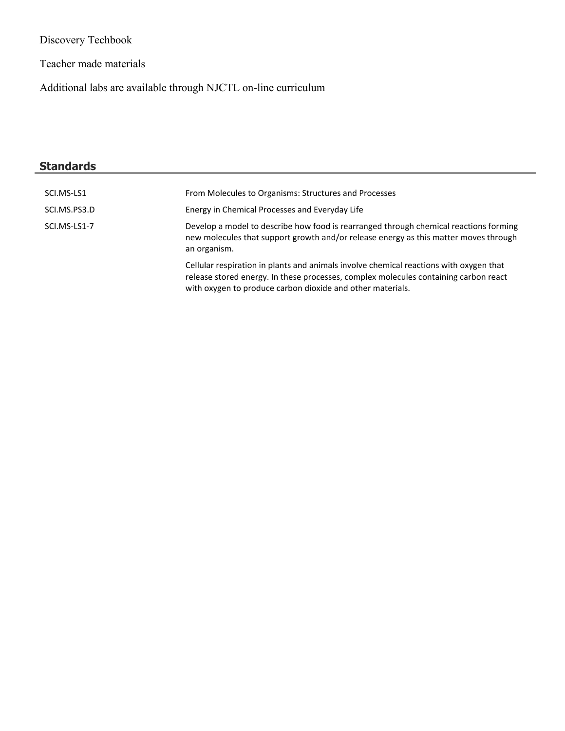Discovery Techbook

Teacher made materials

Additional labs are available through NJCTL on-line curriculum

## Standards

| | |
|---|---|
| SCI.MS-LS1 | From Molecules to Organisms: Structures and Processes |
| SCI.MS.PS3.D | Energy in Chemical Processes and Everyday Life |
| SCI.MS-LS1-7 | Develop a model to describe how food is rearranged through chemical reactions forming new molecules that support growth and/or release energy as this matter moves through an organism. |
| | Cellular respiration in plants and animals involve chemical reactions with oxygen that release stored energy. In these processes, complex molecules containing carbon react with oxygen to produce carbon dioxide and other materials. |